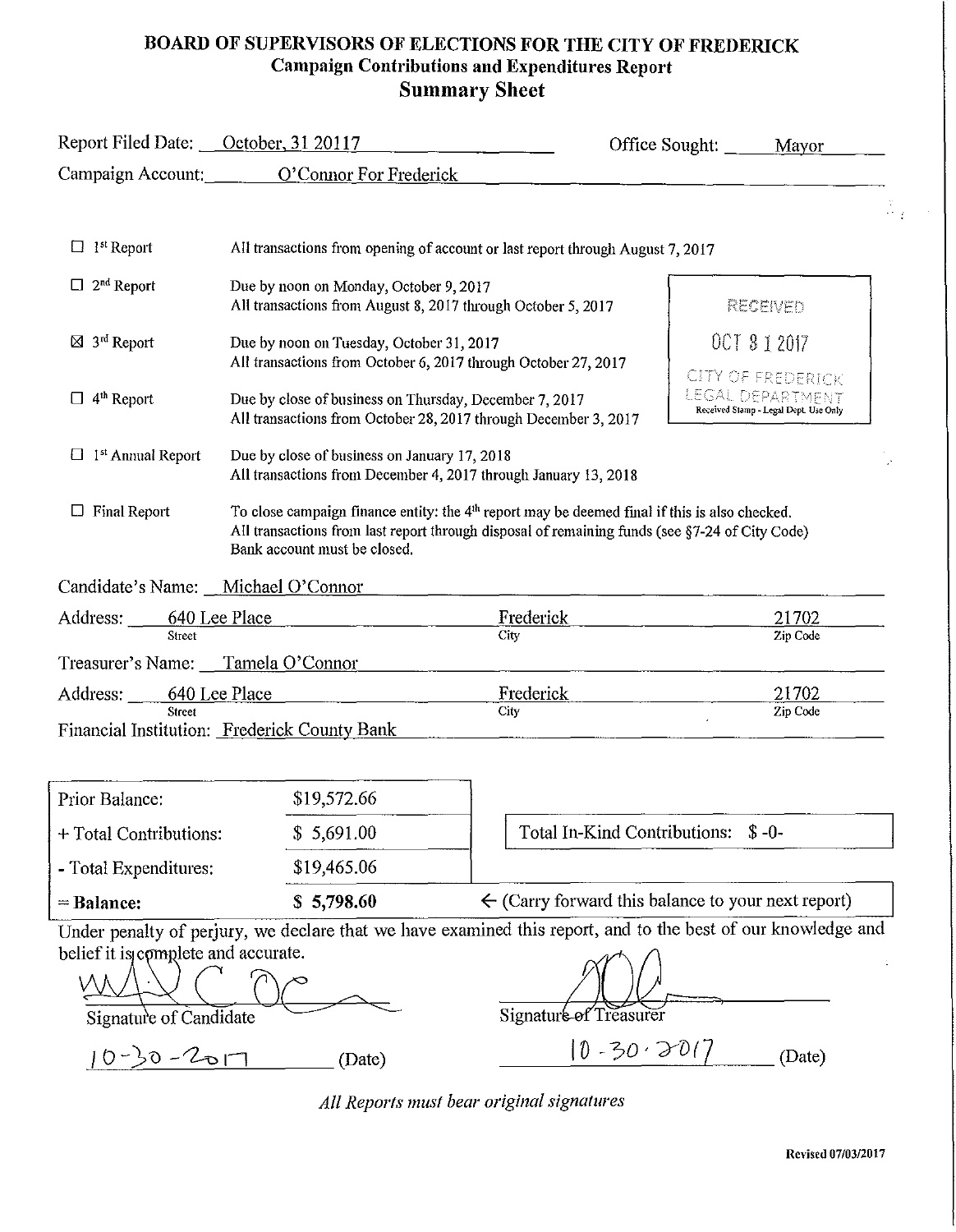# BOARD OF SUPERVISORS OF ELECTIONS FOR THE CITY OF FREDERICK
## Campaign Contributions and Expenditures Report
## Summary Sheet

Report Filed Date: October, 31 20117    Office Sought: Mayor

Campaign Account: O'Connor For Frederick

| | |
|---|---|
| ☐ 1st Report | All transactions from opening of account or last report through August 7, 2017 |
| ☐ 2nd Report | Due by noon on Monday, October 9, 2017<br>All transactions from August 8, 2017 through October 5, 2017 |
| ☒ 3rd Report | Due by noon on Tuesday, October 31, 2017<br>All transactions from October 6, 2017 through October 27, 2017 |
| ☐ 4th Report | Due by close of business on Thursday, December 7, 2017<br>All transactions from October 28, 2017 through December 3, 2017 |
| ☐ 1st Annual Report | Due by close of business on January 17, 2018<br>All transactions from December 4, 2017 through January 13, 2018 |
| ☐ Final Report | To close campaign finance entity: the 4th report may be deemed final if this is also checked.<br>All transactions from last report through disposal of remaining funds (see §7-24 of City Code)<br>Bank account must be closed. |

RECEIVED
OCT 31 2017
CITY OF FREDERICK
LEGAL DEPARTMENT
Received Stamp - Legal Dept. Use Only

Candidate's Name: Michael O'Connor

Address: 640 Lee Place (Street)    Frederick (City)    21702 (Zip Code)

Treasurer's Name: Tamela O'Connor

Address: 640 Lee Place (Street)    Frederick (City)    21702 (Zip Code)

Financial Institution: Frederick County Bank

| | |
|---|---|
| Prior Balance: | $19,572.66 |
| + Total Contributions: | $ 5,691.00 |
| - Total Expenditures: | $19,465.06 |
| **= Balance:** | **$ 5,798.60** |

Total In-Kind Contributions: $ -0-

← (Carry forward this balance to your next report)

Under penalty of perjury, we declare that we have examined this report, and to the best of our knowledge and belief it is complete and accurate.

Signature of Candidate    10-30-2017 (Date)

Signature of Treasurer    10-30-2017 (Date)

*All Reports must bear original signatures*

Revised 07/03/2017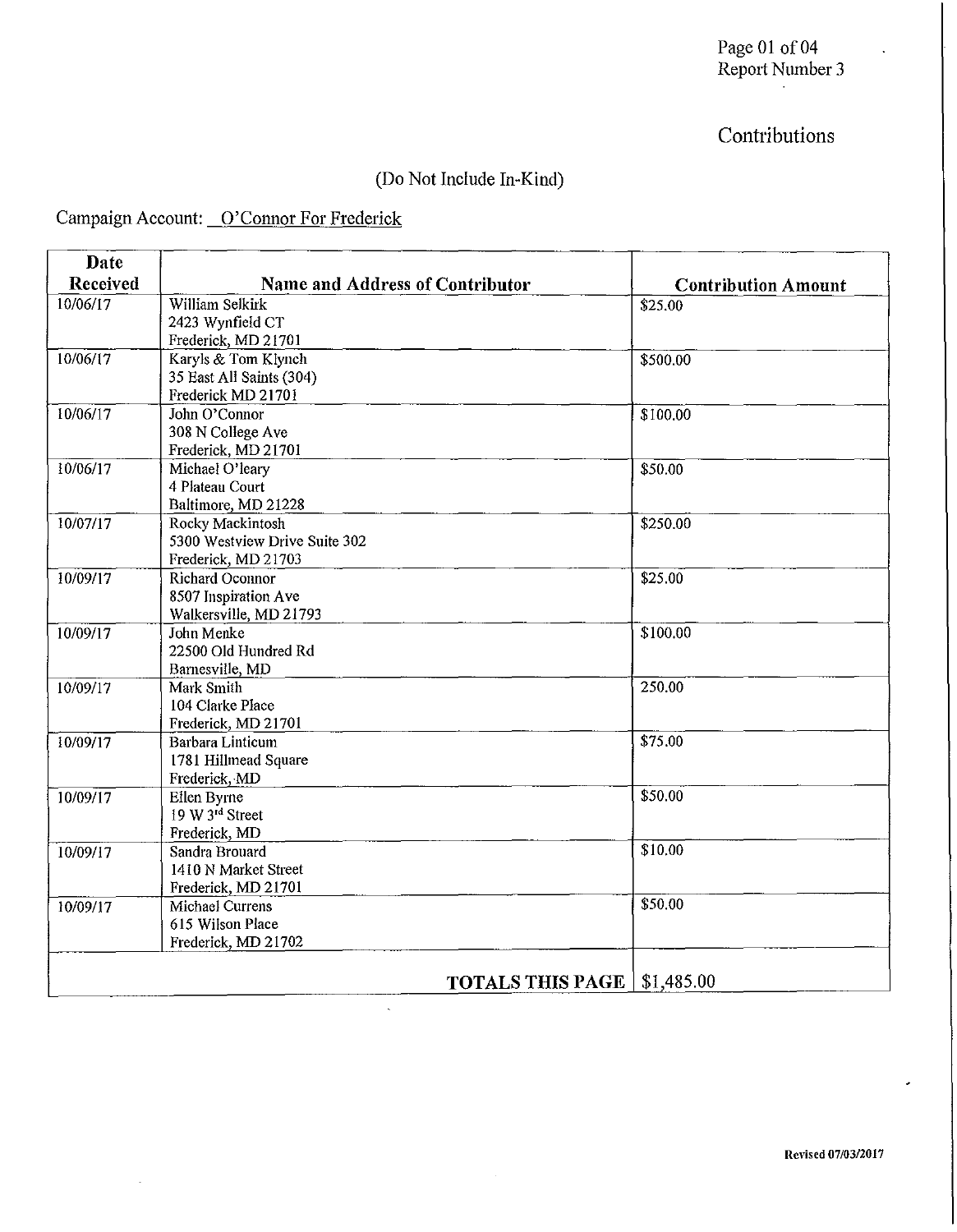## Contributions

(Do Not Include In-Kind)

Campaign Account: O'Connor For Frederick

| Date Received | Name and Address of Contributor | Contribution Amount |
|---|---|---|
| 10/06/17 | William Selkirk<br>2423 Wynfield CT<br>Frederick, MD 21701 | $25.00 |
| 10/06/17 | Karyls & Tom Klynch<br>35 East All Saints (304)<br>Frederick MD 21701 | $500.00 |
| 10/06/17 | John O'Connor<br>308 N College Ave<br>Frederick, MD 21701 | $100.00 |
| 10/06/17 | Michael O'leary<br>4 Plateau Court<br>Baltimore, MD 21228 | $50.00 |
| 10/07/17 | Rocky Mackintosh<br>5300 Westview Drive Suite 302<br>Frederick, MD 21703 | $250.00 |
| 10/09/17 | Richard Oconnor<br>8507 Inspiration Ave<br>Walkersville, MD 21793 | $25.00 |
| 10/09/17 | John Menke<br>22500 Old Hundred Rd<br>Barnesville, MD | $100.00 |
| 10/09/17 | Mark Smith<br>104 Clarke Place<br>Frederick, MD 21701 | 250.00 |
| 10/09/17 | Barbara Linticum<br>1781 Hillmead Square<br>Frederick, MD | $75.00 |
| 10/09/17 | Ellen Byrne<br>19 W 3rd Street<br>Frederick, MD | $50.00 |
| 10/09/17 | Sandra Brouard<br>1410 N Market Street<br>Frederick, MD 21701 | $10.00 |
| 10/09/17 | Michael Currens<br>615 Wilson Place<br>Frederick, MD 21702 | $50.00 |
| | **TOTALS THIS PAGE** | $1,485.00 |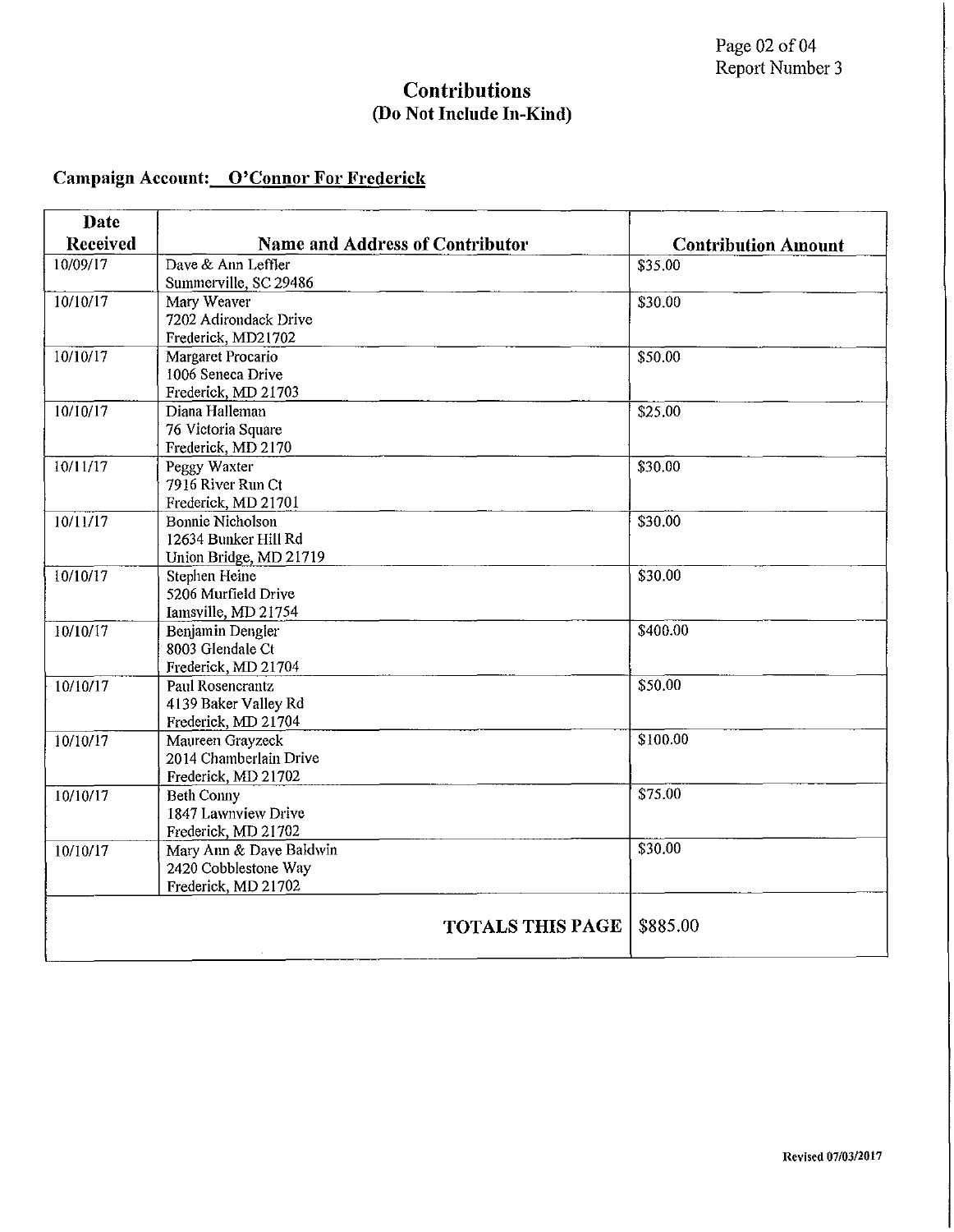## Contributions
### (Do Not Include In-Kind)

**Campaign Account:** O'Connor For Frederick

| Date Received | Name and Address of Contributor | Contribution Amount |
|---|---|---|
| 10/09/17 | Dave & Ann Leffler<br>Summerville, SC 29486 | $35.00 |
| 10/10/17 | Mary Weaver<br>7202 Adirondack Drive<br>Frederick, MD21702 | $30.00 |
| 10/10/17 | Margaret Procario<br>1006 Seneca Drive<br>Frederick, MD 21703 | $50.00 |
| 10/10/17 | Diana Halleman<br>76 Victoria Square<br>Frederick, MD 2170 | $25.00 |
| 10/11/17 | Peggy Waxter<br>7916 River Run Ct<br>Frederick, MD 21701 | $30.00 |
| 10/11/17 | Bonnie Nicholson<br>12634 Bunker Hill Rd<br>Union Bridge, MD 21719 | $30.00 |
| 10/10/17 | Stephen Heine<br>5206 Murfield Drive<br>Iamsville, MD 21754 | $30.00 |
| 10/10/17 | Benjamin Dengler<br>8003 Glendale Ct<br>Frederick, MD 21704 | $400.00 |
| 10/10/17 | Paul Rosencrantz<br>4139 Baker Valley Rd<br>Frederick, MD 21704 | $50.00 |
| 10/10/17 | Maureen Grayzeck<br>2014 Chamberlain Drive<br>Frederick, MD 21702 | $100.00 |
| 10/10/17 | Beth Conny<br>1847 Lawnview Drive<br>Frederick, MD 21702 | $75.00 |
| 10/10/17 | Mary Ann & Dave Baldwin<br>2420 Cobblestone Way<br>Frederick, MD 21702 | $30.00 |
| | **TOTALS THIS PAGE** | $885.00 |

Revised 07/03/2017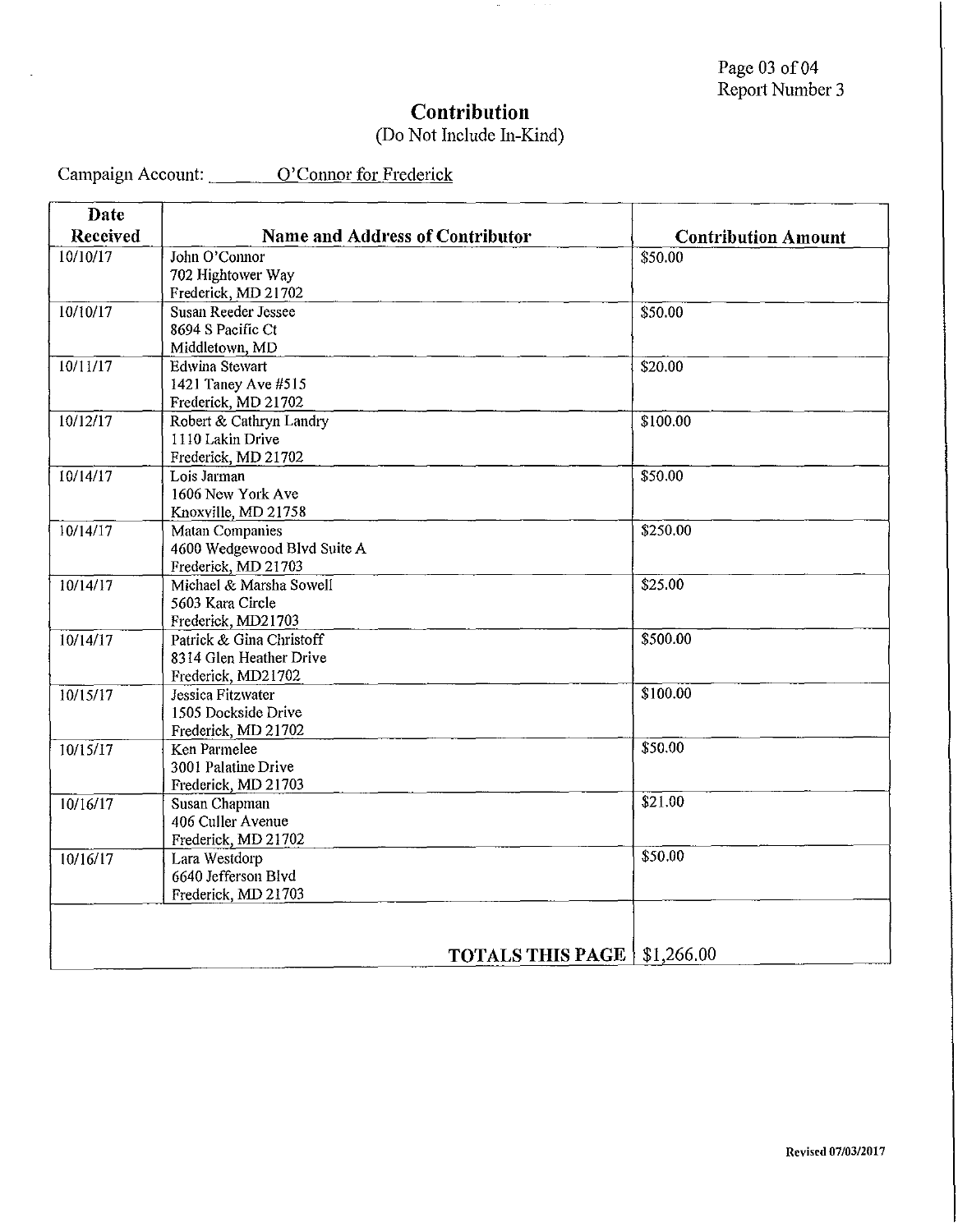Report Number 3

# Contribution

(Do Not Include In-Kind)

Campaign Account: O'Connor for Frederick

| Date Received | Name and Address of Contributor | Contribution Amount |
|---|---|---|
| 10/10/17 | John O'Connor<br>702 Hightower Way<br>Frederick, MD 21702 | $50.00 |
| 10/10/17 | Susan Reeder Jessee<br>8694 S Pacific Ct<br>Middletown, MD | $50.00 |
| 10/11/17 | Edwina Stewart<br>1421 Taney Ave #515<br>Frederick, MD 21702 | $20.00 |
| 10/12/17 | Robert & Cathryn Landry<br>1110 Lakin Drive<br>Frederick, MD 21702 | $100.00 |
| 10/14/17 | Lois Jarman<br>1606 New York Ave<br>Knoxville, MD 21758 | $50.00 |
| 10/14/17 | Matan Companies<br>4600 Wedgewood Blvd Suite A<br>Frederick, MD 21703 | $250.00 |
| 10/14/17 | Michael & Marsha Sowell<br>5603 Kara Circle<br>Frederick, MD21703 | $25.00 |
| 10/14/17 | Patrick & Gina Christoff<br>8314 Glen Heather Drive<br>Frederick, MD21702 | $500.00 |
| 10/15/17 | Jessica Fitzwater<br>1505 Dockside Drive<br>Frederick, MD 21702 | $100.00 |
| 10/15/17 | Ken Parmelee<br>3001 Palatine Drive<br>Frederick, MD 21703 | $50.00 |
| 10/16/17 | Susan Chapman<br>406 Culler Avenue<br>Frederick, MD 21702 | $21.00 |
| 10/16/17 | Lara Westdorp<br>6640 Jefferson Blvd<br>Frederick, MD 21703 | $50.00 |
| | **TOTALS THIS PAGE** | $1,266.00 |

Revised 07/03/2017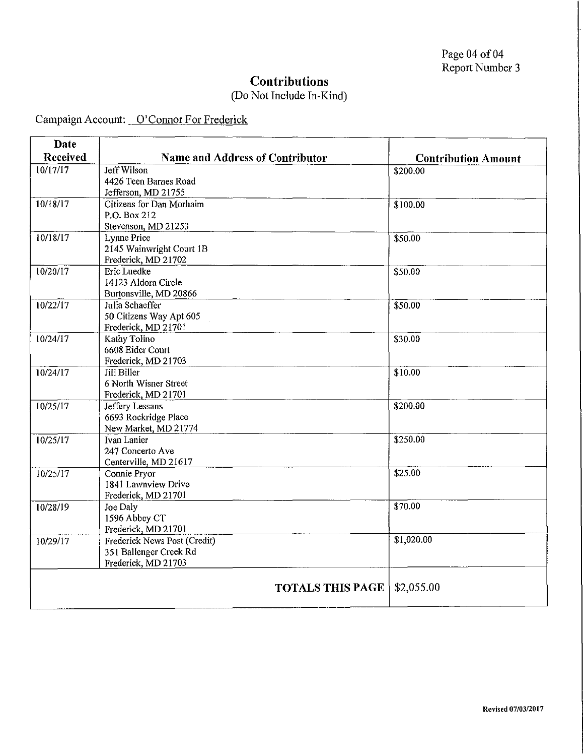Page 04 of 04
Report Number 3

# Contributions

(Do Not Include In-Kind)

Campaign Account: O'Connor For Frederick

| Date Received | Name and Address of Contributor | Contribution Amount |
| --- | --- | --- |
| 10/17/17 | Jeff Wilson<br>4426 Teen Barnes Road<br>Jefferson, MD 21755 | $200.00 |
| 10/18/17 | Citizens for Dan Morhaim<br>P.O. Box 212<br>Stevenson, MD 21253 | $100.00 |
| 10/18/17 | Lynne Price<br>2145 Wainwright Court 1B<br>Frederick, MD 21702 | $50.00 |
| 10/20/17 | Eric Luedke<br>14123 Aldora Circle<br>Burtonsville, MD 20866 | $50.00 |
| 10/22/17 | Julia Schaeffer<br>50 Citizens Way Apt 605<br>Frederick, MD 21701 | $50.00 |
| 10/24/17 | Kathy Tolino<br>6608 Eider Court<br>Frederick, MD 21703 | $30.00 |
| 10/24/17 | Jill Biller<br>6 North Wisner Street<br>Frederick, MD 21701 | $10.00 |
| 10/25/17 | Jeffery Lessans<br>6693 Rockridge Place<br>New Market, MD 21774 | $200.00 |
| 10/25/17 | Ivan Lanier<br>247 Concerto Ave<br>Centerville, MD 21617 | $250.00 |
| 10/25/17 | Connie Pryor<br>1841 Lawnview Drive<br>Frederick, MD 21701 | $25.00 |
| 10/28/19 | Joe Daly<br>1596 Abbey CT<br>Frederick, MD 21701 | $70.00 |
| 10/29/17 | Frederick News Post (Credit)<br>351 Ballenger Creek Rd<br>Frederick, MD 21703 | $1,020.00 |
| | **TOTALS THIS PAGE** | $2,055.00 |

Revised 07/03/2017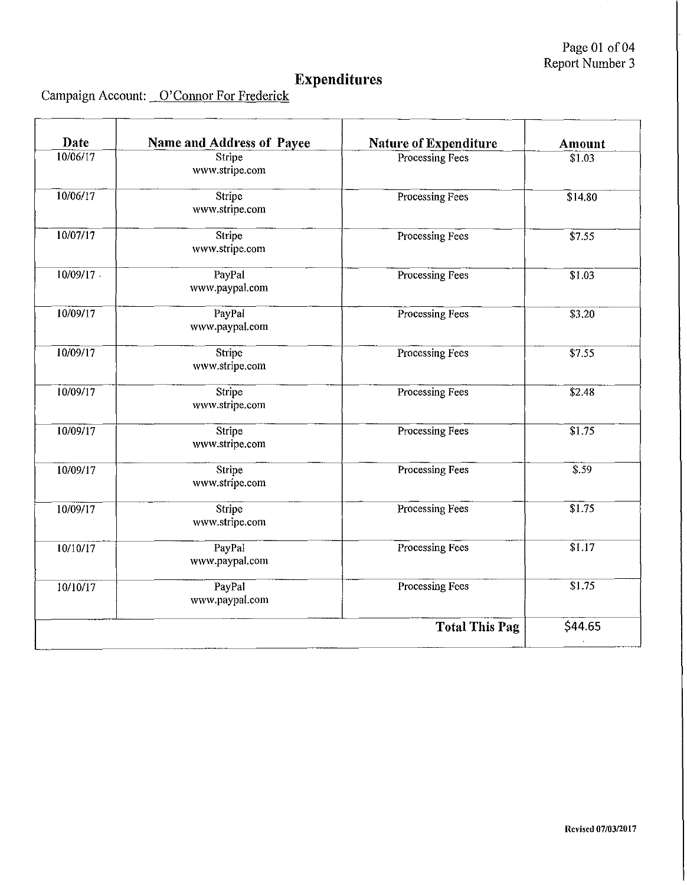# Expenditures

Campaign Account: O'Connor For Frederick

| Date | Name and Address of Payee | Nature of Expenditure | Amount |
| --- | --- | --- | --- |
| 10/06/17 | Stripe www.stripe.com | Processing Fees | $1.03 |
| 10/06/17 | Stripe www.stripe.com | Processing Fees | $14.80 |
| 10/07/17 | Stripe www.stripe.com | Processing Fees | $7.55 |
| 10/09/17 | PayPal www.paypal.com | Processing Fees | $1.03 |
| 10/09/17 | PayPal www.paypal.com | Processing Fees | $3.20 |
| 10/09/17 | Stripe www.stripe.com | Processing Fees | $7.55 |
| 10/09/17 | Stripe www.stripe.com | Processing Fees | $2.48 |
| 10/09/17 | Stripe www.stripe.com | Processing Fees | $1.75 |
| 10/09/17 | Stripe www.stripe.com | Processing Fees | $.59 |
| 10/09/17 | Stripe www.stripe.com | Processing Fees | $1.75 |
| 10/10/17 | PayPal www.paypal.com | Processing Fees | $1.17 |
| 10/10/17 | PayPal www.paypal.com | Processing Fees | $1.75 |
| | | **Total This Pag** | $44.65 |

Revised 07/03/2017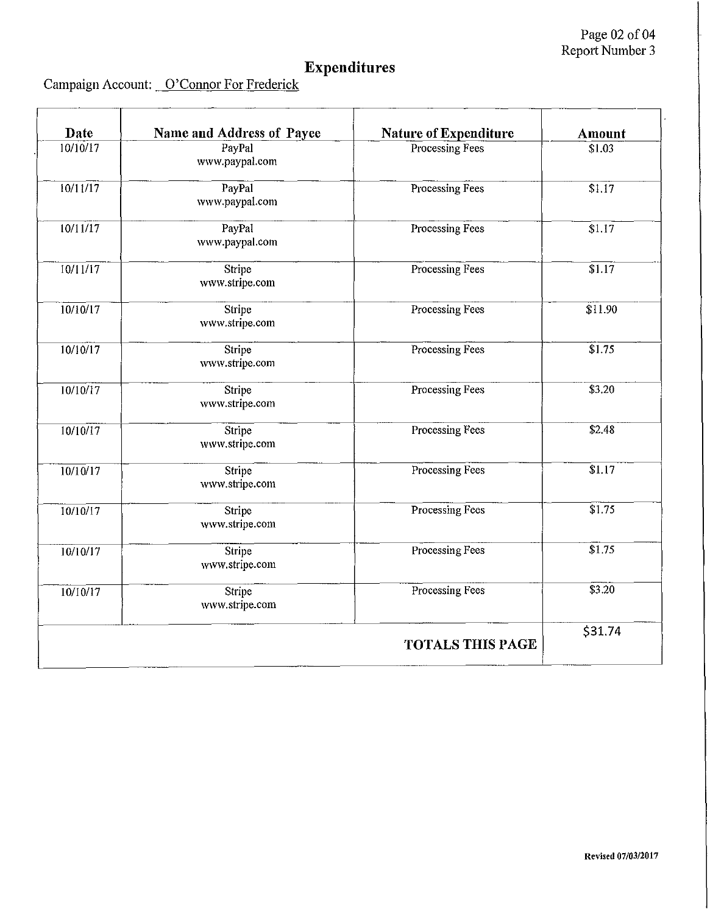## Expenditures

Campaign Account: O'Connor For Frederick

| Date | Name and Address of Payee | Nature of Expenditure | Amount |
|---|---|---|---|
| 10/10/17 | PayPal www.paypal.com | Processing Fees | $1.03 |
| 10/11/17 | PayPal www.paypal.com | Processing Fees | $1.17 |
| 10/11/17 | PayPal www.paypal.com | Processing Fees | $1.17 |
| 10/11/17 | Stripe www.stripe.com | Processing Fees | $1.17 |
| 10/10/17 | Stripe www.stripe.com | Processing Fees | $11.90 |
| 10/10/17 | Stripe www.stripe.com | Processing Fees | $1.75 |
| 10/10/17 | Stripe www.stripe.com | Processing Fees | $3.20 |
| 10/10/17 | Stripe www.stripe.com | Processing Fees | $2.48 |
| 10/10/17 | Stripe www.stripe.com | Processing Fees | $1.17 |
| 10/10/17 | Stripe www.stripe.com | Processing Fees | $1.75 |
| 10/10/17 | Stripe www.stripe.com | Processing Fees | $1.75 |
| 10/10/17 | Stripe www.stripe.com | Processing Fees | $3.20 |
| | | **TOTALS THIS PAGE** | $31.74 |

Report Number 3

Revised 07/03/2017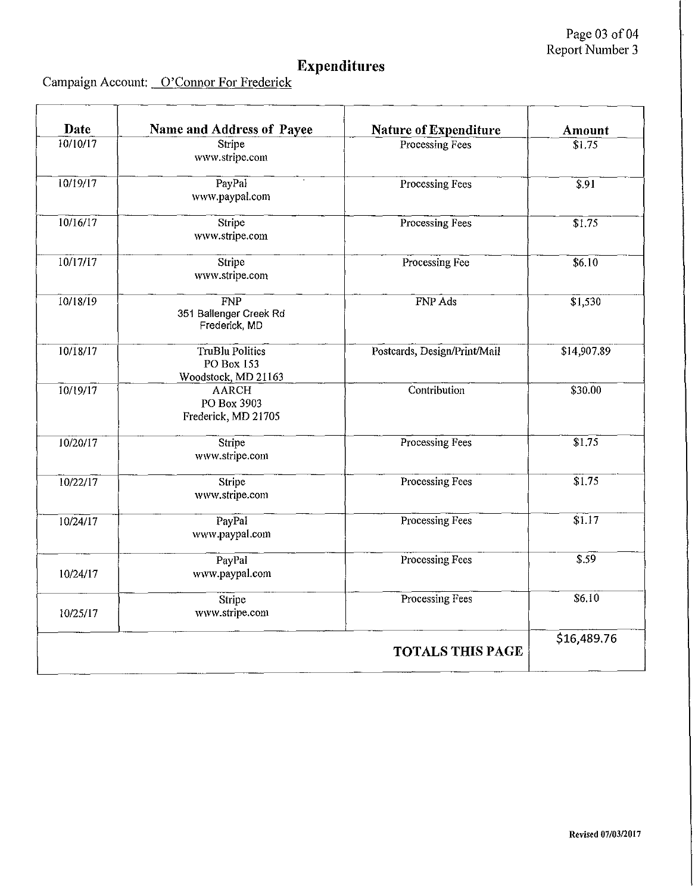# Expenditures

Campaign Account: O'Connor For Frederick

| Date | Name and Address of Payee | Nature of Expenditure | Amount |
|---|---|---|---|
| 10/10/17 | Stripe<br>www.stripe.com | Processing Fees | $1.75 |
| 10/19/17 | PayPal<br>www.paypal.com | Processing Fees | $.91 |
| 10/16/17 | Stripe<br>www.stripe.com | Processing Fees | $1.75 |
| 10/17/17 | Stripe<br>www.stripe.com | Processing Fee | $6.10 |
| 10/18/19 | FNP<br>351 Ballenger Creek Rd<br>Frederick, MD | FNP Ads | $1,530 |
| 10/18/17 | TruBlu Politics<br>PO Box 153<br>Woodstock, MD 21163 | Postcards, Design/Print/Mail | $14,907.89 |
| 10/19/17 | AARCH<br>PO Box 3903<br>Frederick, MD 21705 | Contribution | $30.00 |
| 10/20/17 | Stripe<br>www.stripe.com | Processing Fees | $1.75 |
| 10/22/17 | Stripe<br>www.stripe.com | Processing Fees | $1.75 |
| 10/24/17 | PayPal<br>www.paypal.com | Processing Fees | $1.17 |
| 10/24/17 | PayPal<br>www.paypal.com | Processing Fees | $.59 |
| 10/25/17 | Stripe<br>www.stripe.com | Processing Fees | $6.10 |
| | | **TOTALS THIS PAGE** | $16,489.76 |

Revised 07/03/2017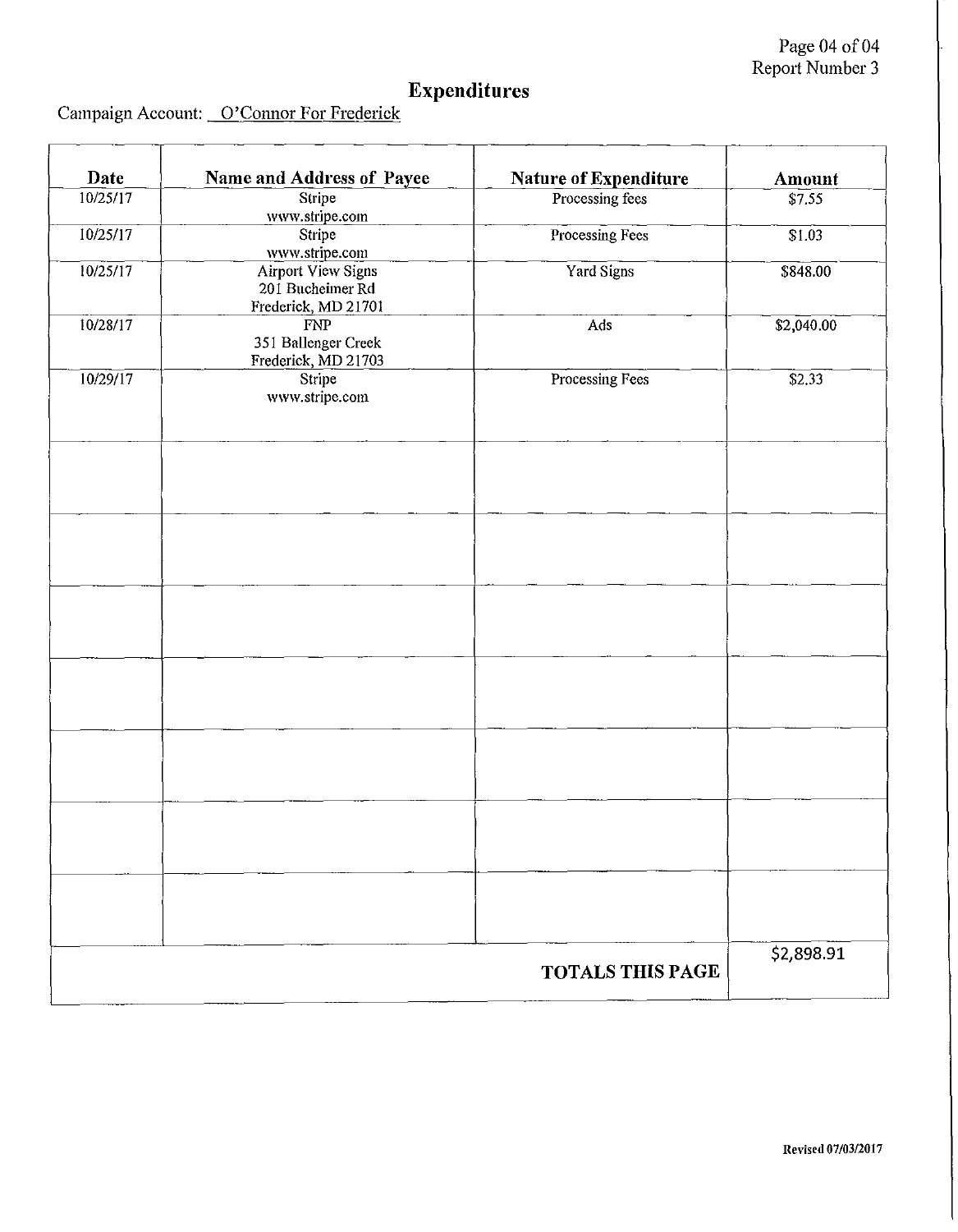Page 04 of 04
Report Number 3

# Expenditures

Campaign Account: O'Connor For Frederick

| Date | Name and Address of Payee | Nature of Expenditure | Amount |
|---|---|---|---|
| 10/25/17 | Stripe<br>www.stripe.com | Processing fees | $7.55 |
| 10/25/17 | Stripe<br>www.stripe.com | Processing Fees | $1.03 |
| 10/25/17 | Airport View Signs<br>201 Bucheimer Rd<br>Frederick, MD 21701 | Yard Signs | $848.00 |
| 10/28/17 | FNP<br>351 Ballenger Creek<br>Frederick, MD 21703 | Ads | $2,040.00 |
| 10/29/17 | Stripe<br>www.stripe.com | Processing Fees | $2.33 |
| | | | |
| | | | |
| | | | |
| | | | |
| | | | |
| | | | |
| | | | |
| | | **TOTALS THIS PAGE** | $2,898.91 |

Revised 07/03/2017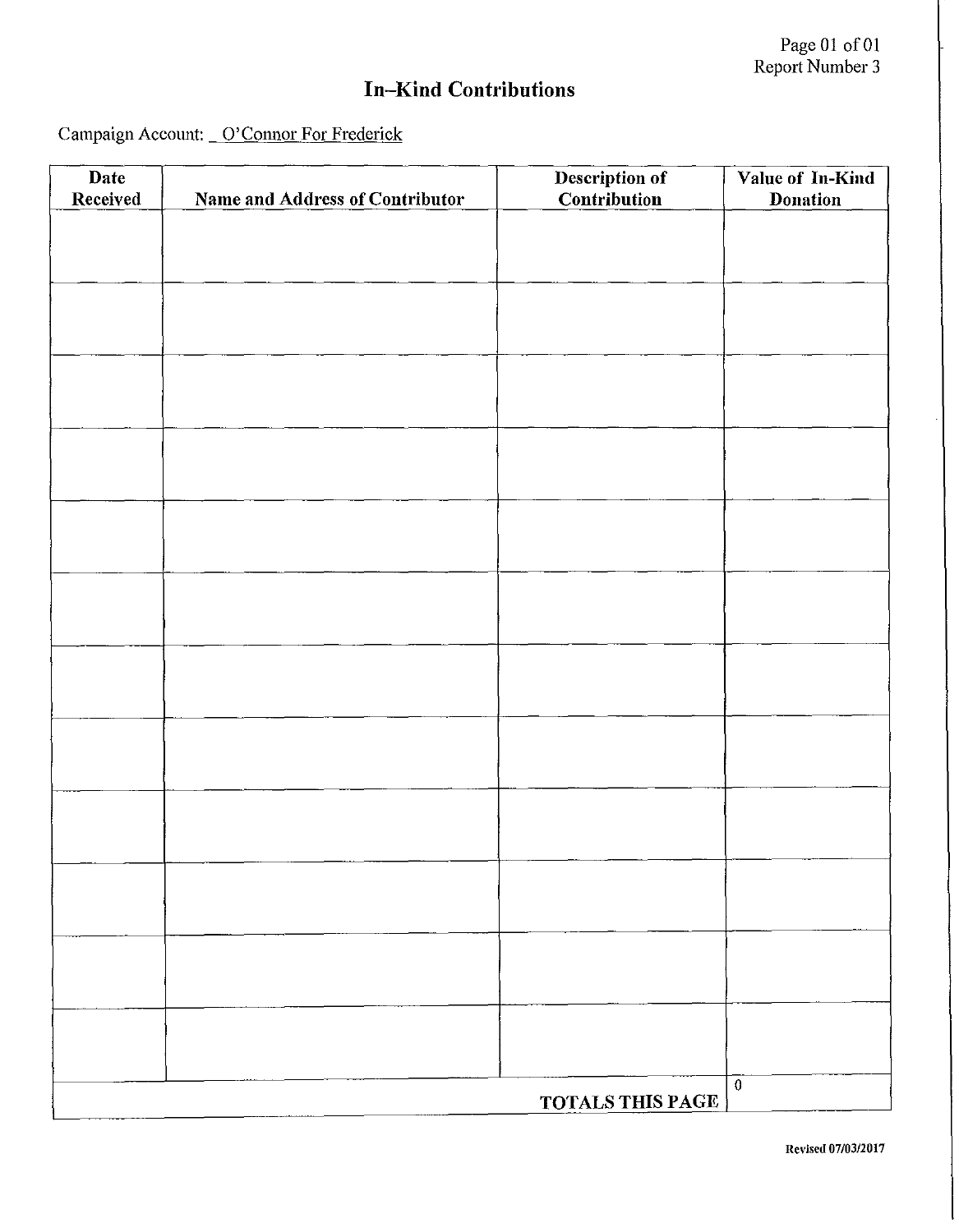Report Number 3

# In–Kind Contributions

Campaign Account: _ O'Connor For Frederick

| Date Received | Name and Address of Contributor | Description of Contribution | Value of In-Kind Donation |
|---|---|---|---|
| | | | |
| | | | |
| | | | |
| | | | |
| | | | |
| | | | |
| | | | |
| | | | |
| | | | |
| | | | |
| | | | |
| | | | |
| | | **TOTALS THIS PAGE** | 0 |

Revised 07/03/2017